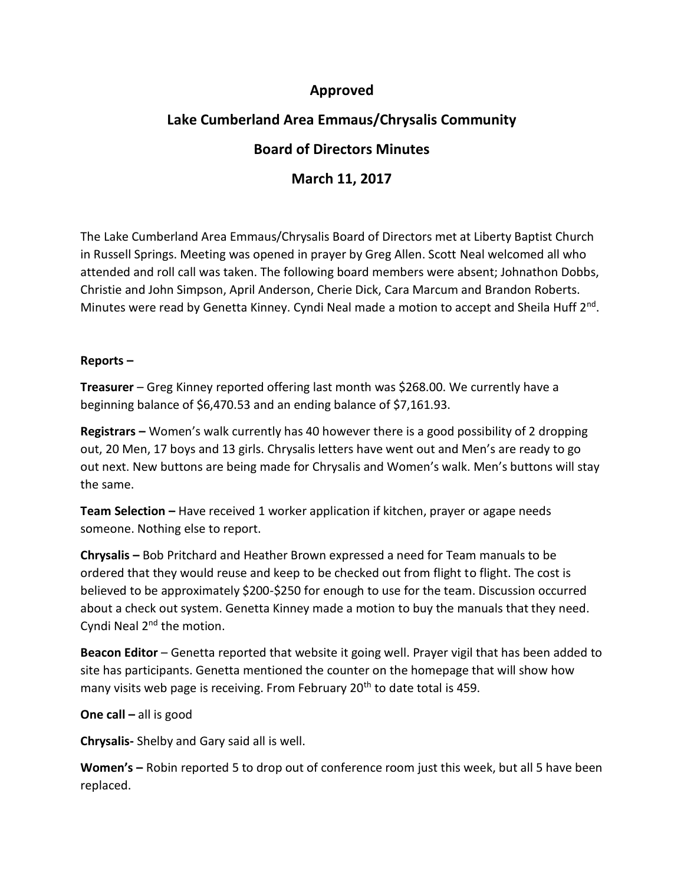# Approved

# Lake Cumberland Area Emmaus/Chrysalis Community

# Board of Directors Minutes

# March 11, 2017

The Lake Cumberland Area Emmaus/Chrysalis Board of Directors met at Liberty Baptist Church in Russell Springs. Meeting was opened in prayer by Greg Allen. Scott Neal welcomed all who attended and roll call was taken. The following board members were absent; Johnathon Dobbs, Christie and John Simpson, April Anderson, Cherie Dick, Cara Marcum and Brandon Roberts. Minutes were read by Genetta Kinney. Cyndi Neal made a motion to accept and Sheila Huff 2nd.

**Reports –**

**Treasurer** – Greg Kinney reported offering last month was $268.00. We currently have a beginning balance of $6,470.53 and an ending balance of $7,161.93.

**Registrars –** Women's walk currently has 40 however there is a good possibility of 2 dropping out, 20 Men, 17 boys and 13 girls. Chrysalis letters have went out and Men's are ready to go out next. New buttons are being made for Chrysalis and Women's walk. Men's buttons will stay the same.

**Team Selection –** Have received 1 worker application if kitchen, prayer or agape needs someone. Nothing else to report.

**Chrysalis –** Bob Pritchard and Heather Brown expressed a need for Team manuals to be ordered that they would reuse and keep to be checked out from flight to flight. The cost is believed to be approximately $200-$250 for enough to use for the team. Discussion occurred about a check out system. Genetta Kinney made a motion to buy the manuals that they need. Cyndi Neal 2nd the motion.

**Beacon Editor** – Genetta reported that website it going well. Prayer vigil that has been added to site has participants. Genetta mentioned the counter on the homepage that will show how many visits web page is receiving. From February 20th to date total is 459.

**One call –** all is good

**Chrysalis-** Shelby and Gary said all is well.

**Women's –** Robin reported 5 to drop out of conference room just this week, but all 5 have been replaced.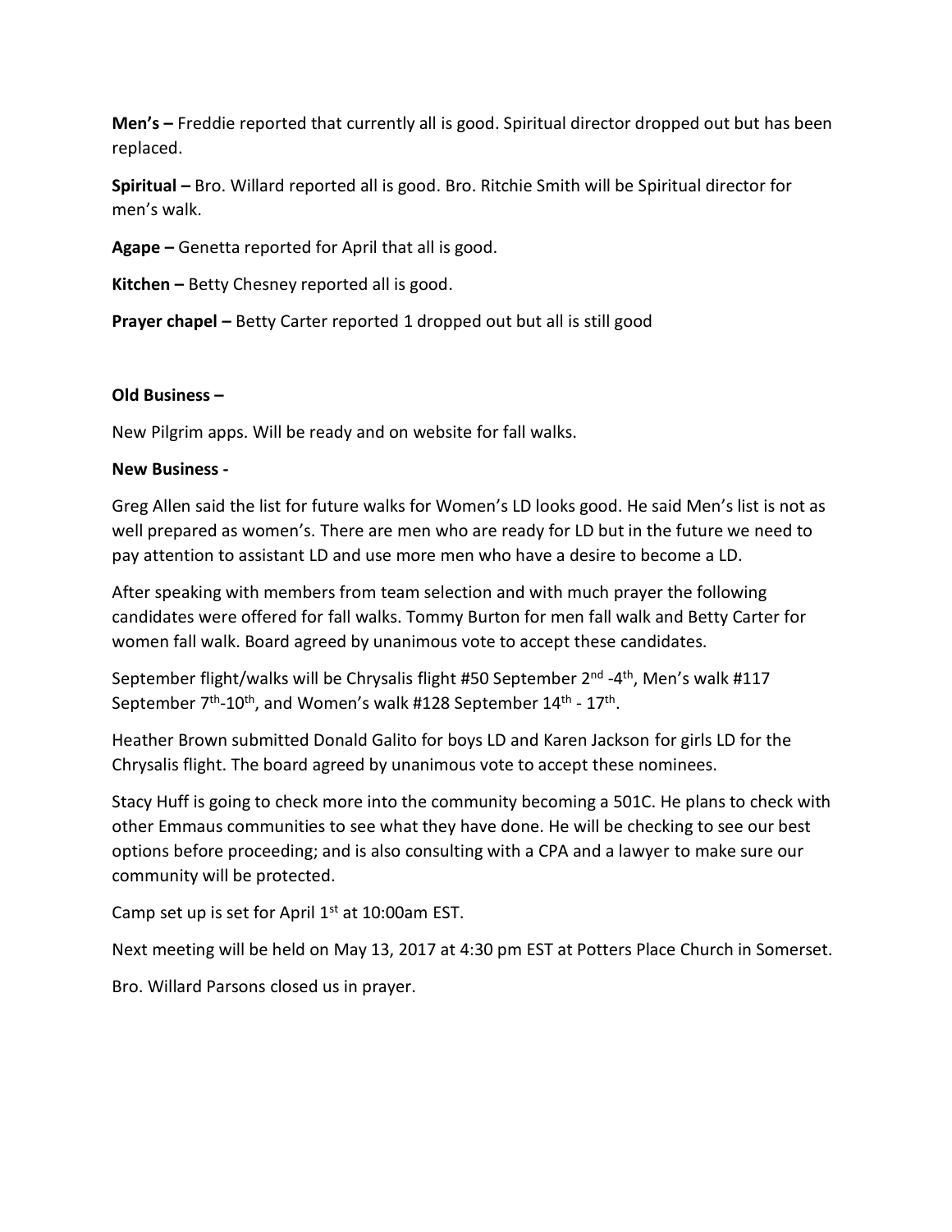**Men's –** Freddie reported that currently all is good. Spiritual director dropped out but has been replaced.

**Spiritual –** Bro. Willard reported all is good. Bro. Ritchie Smith will be Spiritual director for men's walk.

**Agape –** Genetta reported for April that all is good.

**Kitchen –** Betty Chesney reported all is good.

**Prayer chapel –** Betty Carter reported 1 dropped out but all is still good

**Old Business –**

New Pilgrim apps. Will be ready and on website for fall walks.

**New Business -**

Greg Allen said the list for future walks for Women's LD looks good. He said Men's list is not as well prepared as women's. There are men who are ready for LD but in the future we need to pay attention to assistant LD and use more men who have a desire to become a LD.

After speaking with members from team selection and with much prayer the following candidates were offered for fall walks. Tommy Burton for men fall walk and Betty Carter for women fall walk. Board agreed by unanimous vote to accept these candidates.

September flight/walks will be Chrysalis flight #50 September 2nd -4th, Men's walk #117 September 7th-10th, and Women's walk #128 September 14th - 17th.

Heather Brown submitted Donald Galito for boys LD and Karen Jackson for girls LD for the Chrysalis flight. The board agreed by unanimous vote to accept these nominees.

Stacy Huff is going to check more into the community becoming a 501C. He plans to check with other Emmaus communities to see what they have done. He will be checking to see our best options before proceeding; and is also consulting with a CPA and a lawyer to make sure our community will be protected.

Camp set up is set for April 1st at 10:00am EST.

Next meeting will be held on May 13, 2017 at 4:30 pm EST at Potters Place Church in Somerset.

Bro. Willard Parsons closed us in prayer.